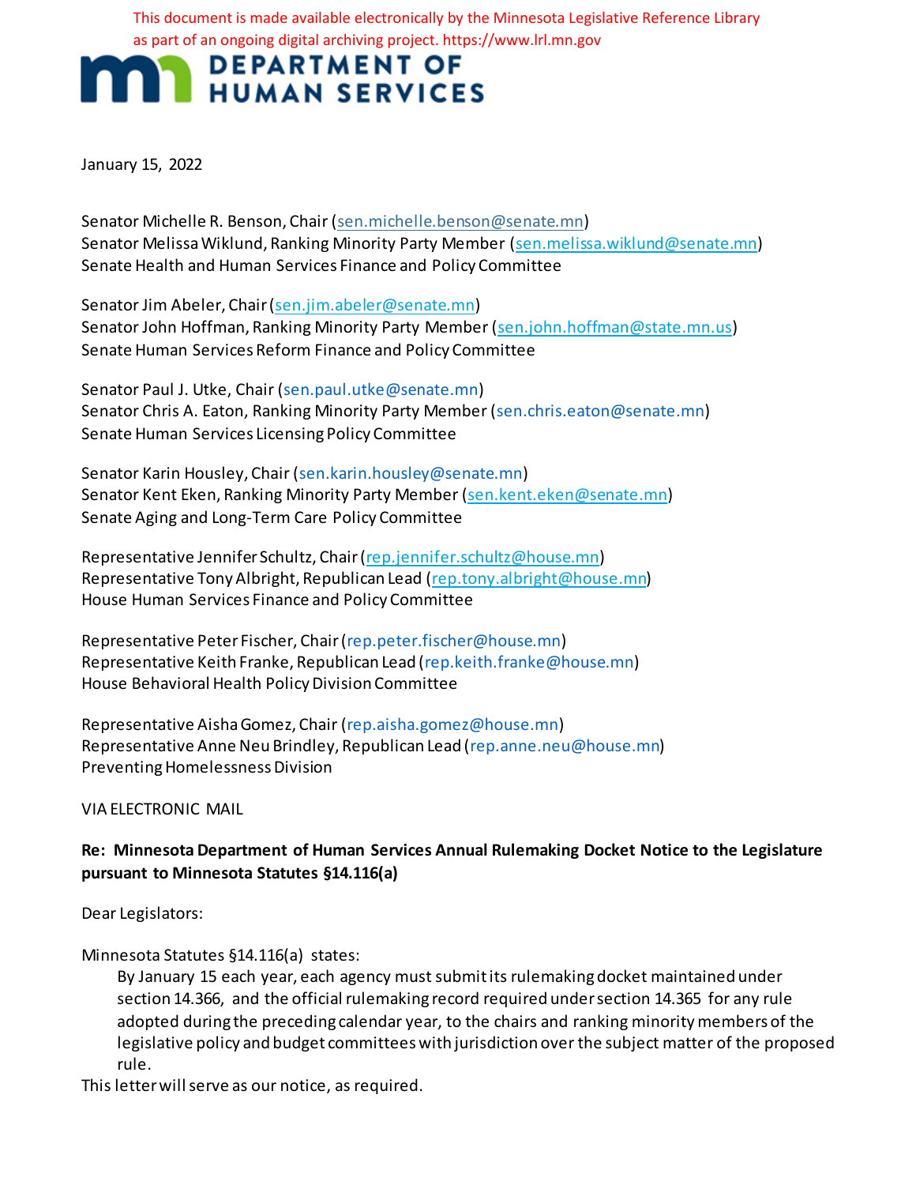This document is made available electronically by the Minnesota Legislative Reference Library as part of an ongoing digital archiving project. https://www.lrl.mn.gov

DEPARTMENT OF HUMAN SERVICES

January 15, 2022

Senator Michelle R. Benson, Chair (sen.michelle.benson@senate.mn)
Senator Melissa Wiklund, Ranking Minority Party Member (sen.melissa.wiklund@senate.mn)
Senate Health and Human Services Finance and Policy Committee

Senator Jim Abeler, Chair (sen.jim.abeler@senate.mn)
Senator John Hoffman, Ranking Minority Party Member (sen.john.hoffman@state.mn.us)
Senate Human Services Reform Finance and Policy Committee

Senator Paul J. Utke, Chair (sen.paul.utke@senate.mn)
Senator Chris A. Eaton, Ranking Minority Party Member (sen.chris.eaton@senate.mn)
Senate Human Services Licensing Policy Committee

Senator Karin Housley, Chair (sen.karin.housley@senate.mn)
Senator Kent Eken, Ranking Minority Party Member (sen.kent.eken@senate.mn)
Senate Aging and Long-Term Care Policy Committee

Representative Jennifer Schultz, Chair (rep.jennifer.schultz@house.mn)
Representative Tony Albright, Republican Lead (rep.tony.albright@house.mn)
House Human Services Finance and Policy Committee

Representative Peter Fischer, Chair (rep.peter.fischer@house.mn)
Representative Keith Franke, Republican Lead (rep.keith.franke@house.mn)
House Behavioral Health Policy Division Committee

Representative Aisha Gomez, Chair (rep.aisha.gomez@house.mn)
Representative Anne Neu Brindley, Republican Lead (rep.anne.neu@house.mn)
Preventing Homelessness Division

VIA ELECTRONIC MAIL

**Re: Minnesota Department of Human Services Annual Rulemaking Docket Notice to the Legislature pursuant to Minnesota Statutes §14.116(a)**

Dear Legislators:

Minnesota Statutes §14.116(a) states:

> By January 15 each year, each agency must submit its rulemaking docket maintained under section 14.366, and the official rulemaking record required under section 14.365 for any rule adopted during the preceding calendar year, to the chairs and ranking minority members of the legislative policy and budget committees with jurisdiction over the subject matter of the proposed rule.

This letter will serve as our notice, as required.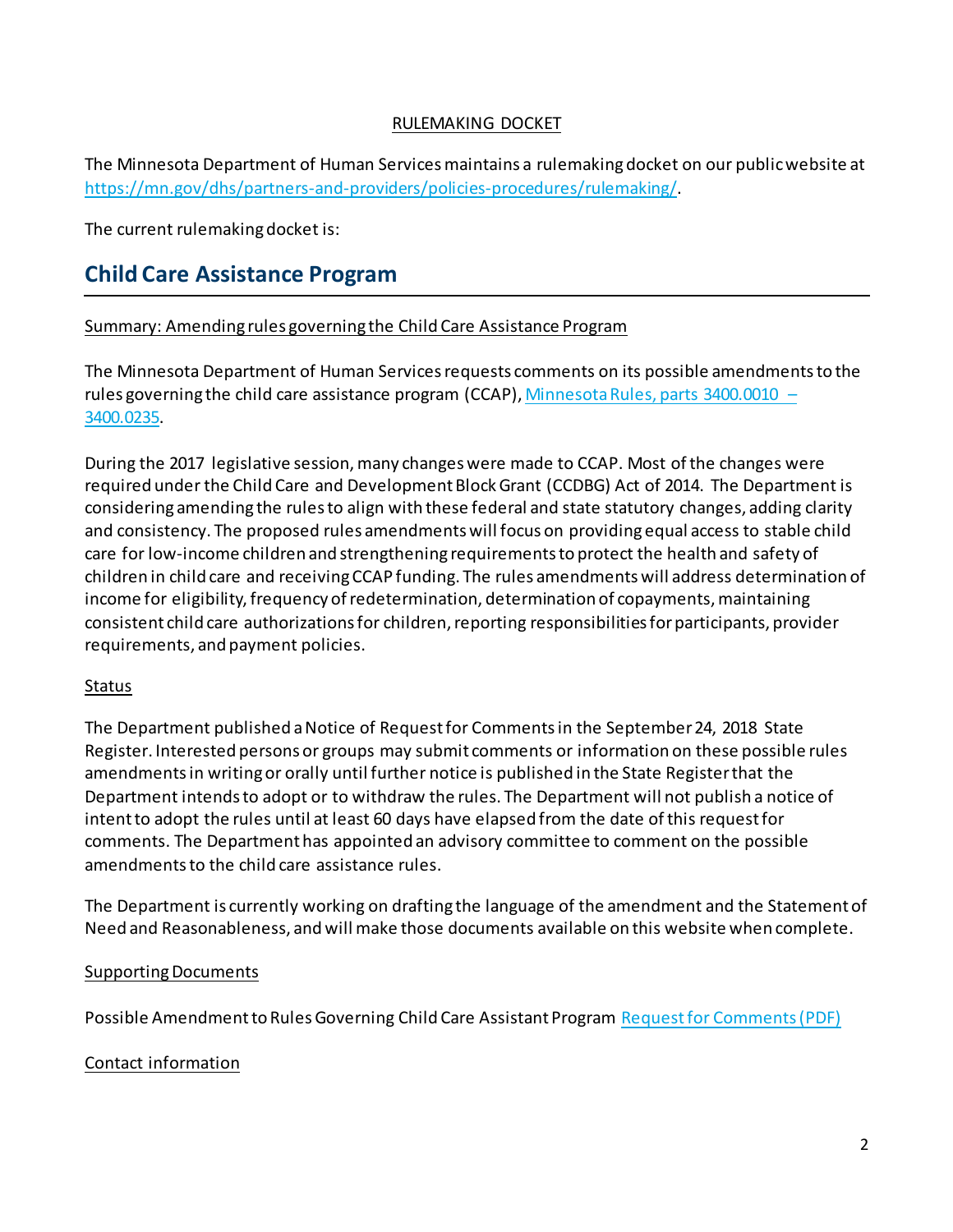RULEMAKING DOCKET

The Minnesota Department of Human Services maintains a rulemaking docket on our public website at [https://mn.gov/dhs/partners-and-providers/policies-procedures/rulemaking/](https://mn.gov/dhs/partners-and-providers/policies-procedures/rulemaking/).

The current rulemaking docket is:

## Child Care Assistance Program

Summary: Amending rules governing the Child Care Assistance Program

The Minnesota Department of Human Services requests comments on its possible amendments to the rules governing the child care assistance program (CCAP), [Minnesota Rules, parts 3400.0010 – 3400.0235](#).

During the 2017 legislative session, many changes were made to CCAP. Most of the changes were required under the Child Care and Development Block Grant (CCDBG) Act of 2014. The Department is considering amending the rules to align with these federal and state statutory changes, adding clarity and consistency. The proposed rules amendments will focus on providing equal access to stable child care for low-income children and strengthening requirements to protect the health and safety of children in child care and receiving CCAP funding. The rules amendments will address determination of income for eligibility, frequency of redetermination, determination of copayments, maintaining consistent child care authorizations for children, reporting responsibilities for participants, provider requirements, and payment policies.

Status

The Department published a Notice of Request for Comments in the September 24, 2018 State Register. Interested persons or groups may submit comments or information on these possible rules amendments in writing or orally until further notice is published in the State Register that the Department intends to adopt or to withdraw the rules. The Department will not publish a notice of intent to adopt the rules until at least 60 days have elapsed from the date of this request for comments. The Department has appointed an advisory committee to comment on the possible amendments to the child care assistance rules.

The Department is currently working on drafting the language of the amendment and the Statement of Need and Reasonableness, and will make those documents available on this website when complete.

Supporting Documents

Possible Amendment to Rules Governing Child Care Assistant Program [Request for Comments (PDF)](#)

Contact information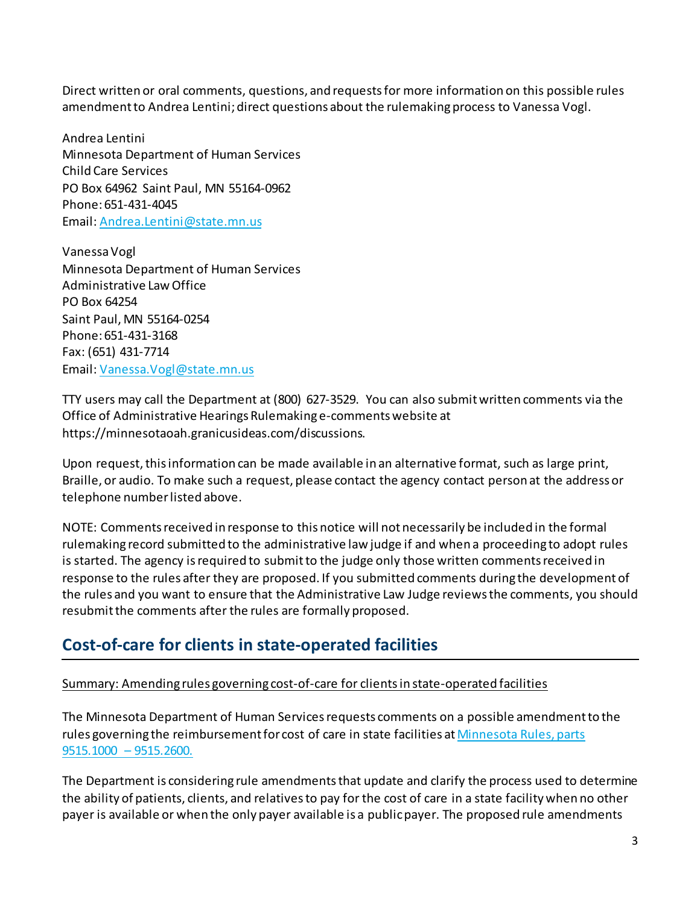Direct written or oral comments, questions, and requests for more information on this possible rules amendment to Andrea Lentini; direct questions about the rulemaking process to Vanessa Vogl.

Andrea Lentini
Minnesota Department of Human Services
Child Care Services
PO Box 64962 Saint Paul, MN 55164-0962
Phone: 651-431-4045
Email: [Andrea.Lentini@state.mn.us](mailto:Andrea.Lentini@state.mn.us)

Vanessa Vogl
Minnesota Department of Human Services
Administrative Law Office
PO Box 64254
Saint Paul, MN 55164-0254
Phone: 651-431-3168
Fax: (651) 431-7714
Email: [Vanessa.Vogl@state.mn.us](mailto:Vanessa.Vogl@state.mn.us)

TTY users may call the Department at (800) 627-3529. You can also submit written comments via the Office of Administrative Hearings Rulemaking e-comments website at https://minnesotaoah.granicusideas.com/discussions.

Upon request, this information can be made available in an alternative format, such as large print, Braille, or audio. To make such a request, please contact the agency contact person at the address or telephone number listed above.

NOTE: Comments received in response to this notice will not necessarily be included in the formal rulemaking record submitted to the administrative law judge if and when a proceeding to adopt rules is started. The agency is required to submit to the judge only those written comments received in response to the rules after they are proposed. If you submitted comments during the development of the rules and you want to ensure that the Administrative Law Judge reviews the comments, you should resubmit the comments after the rules are formally proposed.

## Cost-of-care for clients in state-operated facilities

Summary: Amending rules governing cost-of-care for clients in state-operated facilities

The Minnesota Department of Human Services requests comments on a possible amendment to the rules governing the reimbursement for cost of care in state facilities at Minnesota Rules, parts 9515.1000 – 9515.2600.

The Department is considering rule amendments that update and clarify the process used to determine the ability of patients, clients, and relatives to pay for the cost of care in a state facility when no other payer is available or when the only payer available is a public payer. The proposed rule amendments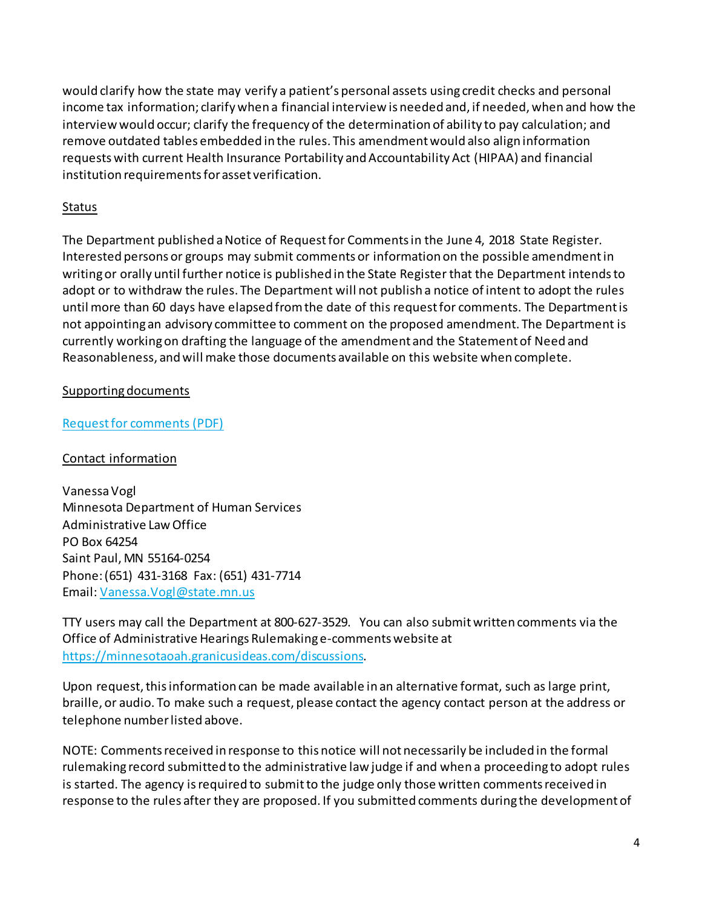would clarify how the state may verify a patient's personal assets using credit checks and personal income tax information; clarify when a financial interview is needed and, if needed, when and how the interview would occur; clarify the frequency of the determination of ability to pay calculation; and remove outdated tables embedded in the rules. This amendment would also align information requests with current Health Insurance Portability and Accountability Act (HIPAA) and financial institution requirements for asset verification.

Status

The Department published a Notice of Request for Comments in the June 4, 2018 State Register. Interested persons or groups may submit comments or information on the possible amendment in writing or orally until further notice is published in the State Register that the Department intends to adopt or to withdraw the rules. The Department will not publish a notice of intent to adopt the rules until more than 60 days have elapsed from the date of this request for comments. The Department is not appointing an advisory committee to comment on the proposed amendment. The Department is currently working on drafting the language of the amendment and the Statement of Need and Reasonableness, and will make those documents available on this website when complete.

Supporting documents

[Request for comments (PDF)]

Contact information

Vanessa Vogl
Minnesota Department of Human Services
Administrative Law Office
PO Box 64254
Saint Paul, MN 55164-0254
Phone: (651) 431-3168 Fax: (651) 431-7714
Email: Vanessa.Vogl@state.mn.us

TTY users may call the Department at 800-627-3529. You can also submit written comments via the Office of Administrative Hearings Rulemaking e-comments website at https://minnesotaoah.granicusideas.com/discussions.

Upon request, this information can be made available in an alternative format, such as large print, braille, or audio. To make such a request, please contact the agency contact person at the address or telephone number listed above.

NOTE: Comments received in response to this notice will not necessarily be included in the formal rulemaking record submitted to the administrative law judge if and when a proceeding to adopt rules is started. The agency is required to submit to the judge only those written comments received in response to the rules after they are proposed. If you submitted comments during the development of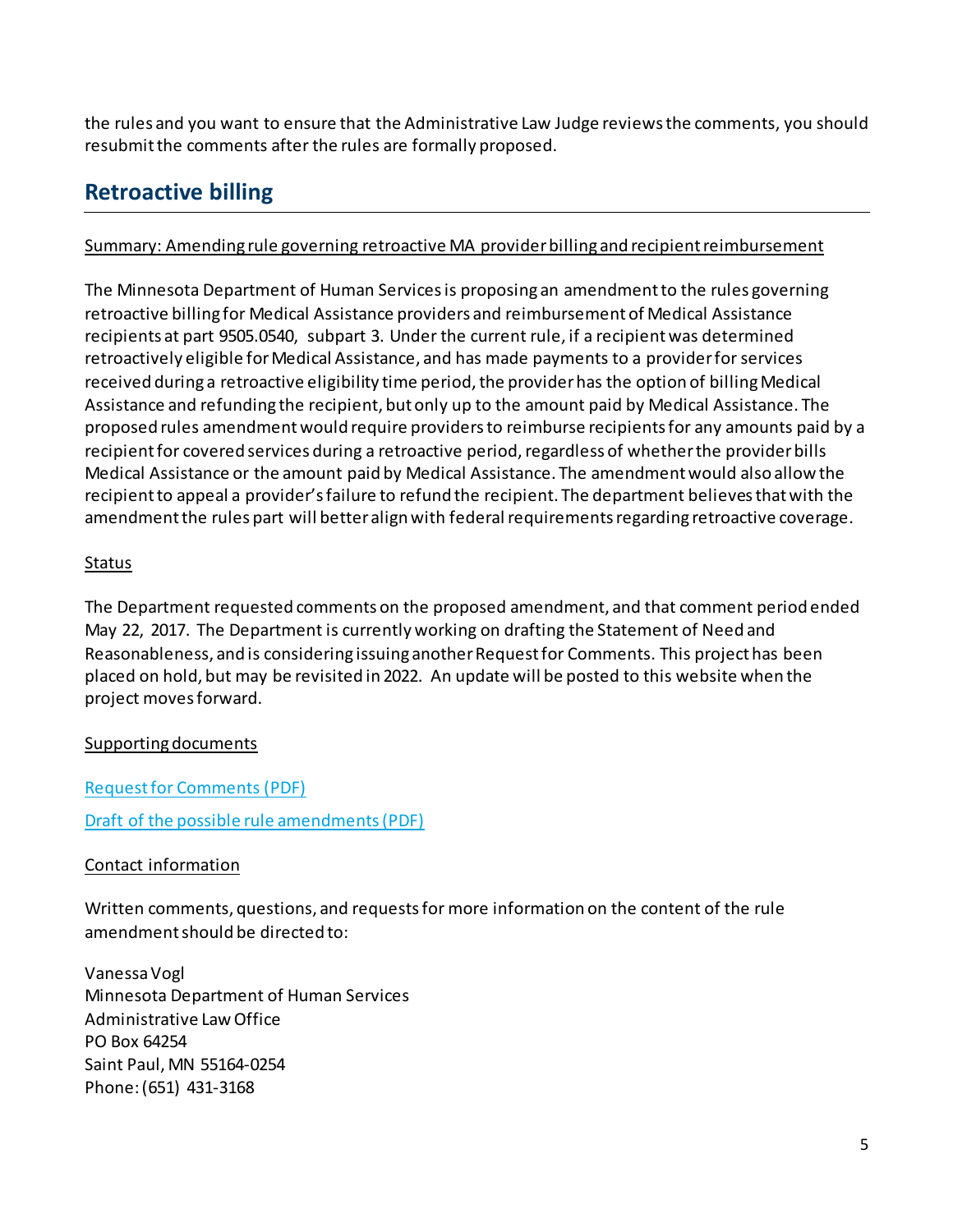the rules and you want to ensure that the Administrative Law Judge reviews the comments, you should resubmit the comments after the rules are formally proposed.

## Retroactive billing

Summary: Amending rule governing retroactive MA provider billing and recipient reimbursement

The Minnesota Department of Human Services is proposing an amendment to the rules governing retroactive billing for Medical Assistance providers and reimbursement of Medical Assistance recipients at part 9505.0540, subpart 3. Under the current rule, if a recipient was determined retroactively eligible for Medical Assistance, and has made payments to a provider for services received during a retroactive eligibility time period, the provider has the option of billing Medical Assistance and refunding the recipient, but only up to the amount paid by Medical Assistance. The proposed rules amendment would require providers to reimburse recipients for any amounts paid by a recipient for covered services during a retroactive period, regardless of whether the provider bills Medical Assistance or the amount paid by Medical Assistance. The amendment would also allow the recipient to appeal a provider's failure to refund the recipient. The department believes that with the amendment the rules part will better align with federal requirements regarding retroactive coverage.

Status

The Department requested comments on the proposed amendment, and that comment period ended May 22, 2017. The Department is currently working on drafting the Statement of Need and Reasonableness, and is considering issuing another Request for Comments. This project has been placed on hold, but may be revisited in 2022. An update will be posted to this website when the project moves forward.

Supporting documents

Request for Comments (PDF)

Draft of the possible rule amendments (PDF)

Contact information

Written comments, questions, and requests for more information on the content of the rule amendment should be directed to:

Vanessa Vogl
Minnesota Department of Human Services
Administrative Law Office
PO Box 64254
Saint Paul, MN 55164-0254
Phone: (651) 431-3168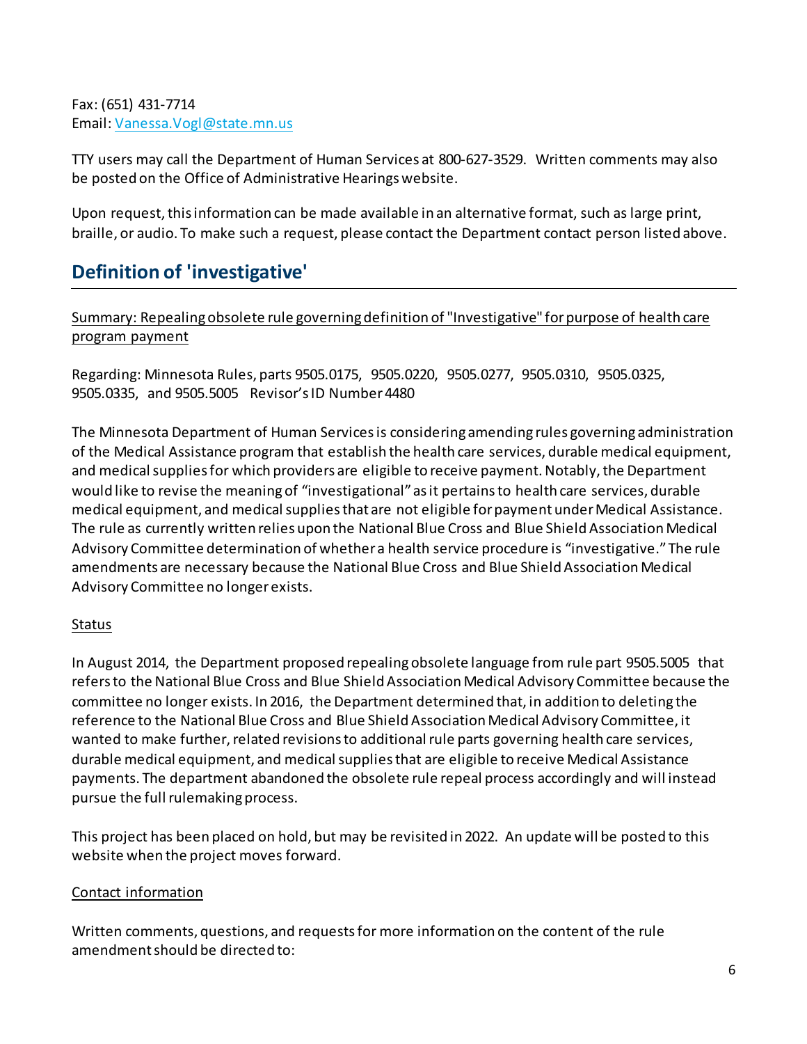Fax: (651) 431-7714
Email: [Vanessa.Vogl@state.mn.us](mailto:Vanessa.Vogl@state.mn.us)

TTY users may call the Department of Human Services at 800-627-3529. Written comments may also be posted on the Office of Administrative Hearings website.

Upon request, this information can be made available in an alternative format, such as large print, braille, or audio. To make such a request, please contact the Department contact person listed above.

## Definition of 'investigative'

Summary: Repealing obsolete rule governing definition of "Investigative" for purpose of health care program payment

Regarding: Minnesota Rules, parts 9505.0175, 9505.0220, 9505.0277, 9505.0310, 9505.0325, 9505.0335, and 9505.5005 Revisor's ID Number 4480

The Minnesota Department of Human Services is considering amending rules governing administration of the Medical Assistance program that establish the health care services, durable medical equipment, and medical supplies for which providers are eligible to receive payment. Notably, the Department would like to revise the meaning of "investigational" as it pertains to health care services, durable medical equipment, and medical supplies that are not eligible for payment under Medical Assistance. The rule as currently written relies upon the National Blue Cross and Blue Shield Association Medical Advisory Committee determination of whether a health service procedure is "investigative." The rule amendments are necessary because the National Blue Cross and Blue Shield Association Medical Advisory Committee no longer exists.

Status

In August 2014, the Department proposed repealing obsolete language from rule part 9505.5005 that refers to the National Blue Cross and Blue Shield Association Medical Advisory Committee because the committee no longer exists. In 2016, the Department determined that, in addition to deleting the reference to the National Blue Cross and Blue Shield Association Medical Advisory Committee, it wanted to make further, related revisions to additional rule parts governing health care services, durable medical equipment, and medical supplies that are eligible to receive Medical Assistance payments. The department abandoned the obsolete rule repeal process accordingly and will instead pursue the full rulemaking process.

This project has been placed on hold, but may be revisited in 2022. An update will be posted to this website when the project moves forward.

Contact information

Written comments, questions, and requests for more information on the content of the rule amendment should be directed to: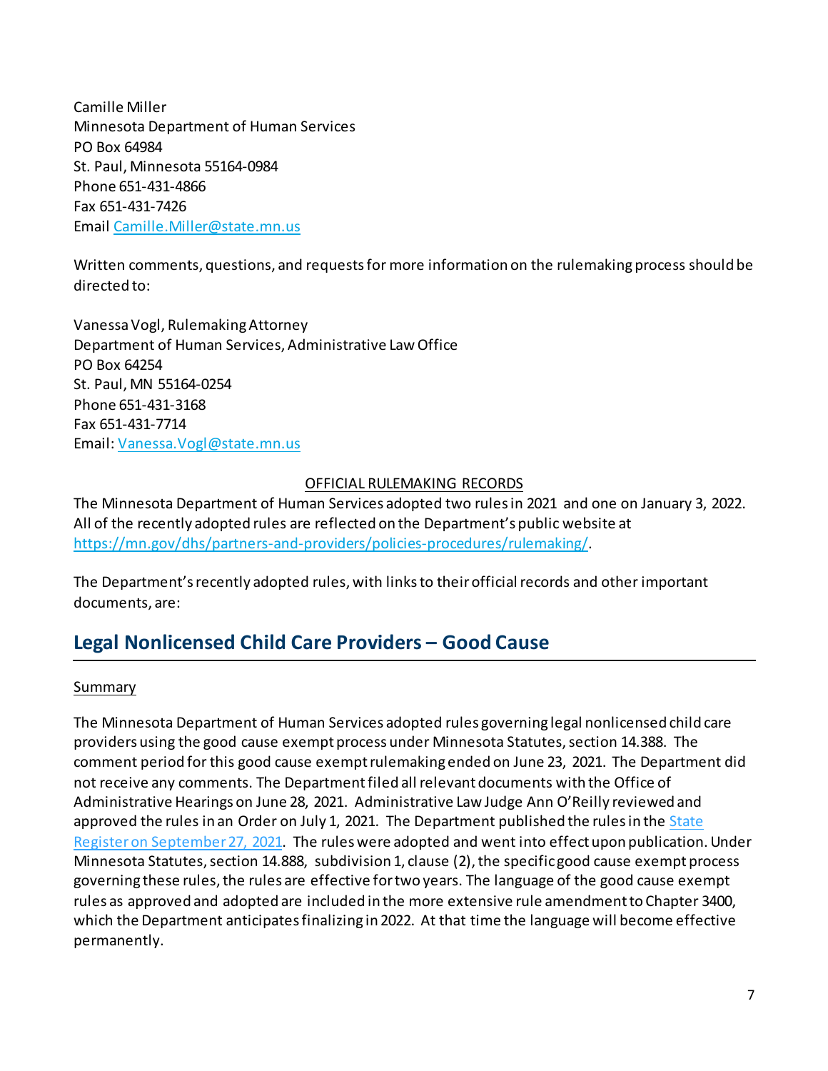Camille Miller
Minnesota Department of Human Services
PO Box 64984
St. Paul, Minnesota 55164-0984
Phone 651-431-4866
Fax 651-431-7426
Email [Camille.Miller@state.mn.us](mailto:Camille.Miller@state.mn.us)

Written comments, questions, and requests for more information on the rulemaking process should be directed to:

Vanessa Vogl, Rulemaking Attorney
Department of Human Services, Administrative Law Office
PO Box 64254
St. Paul, MN 55164-0254
Phone 651-431-3168
Fax 651-431-7714
Email: [Vanessa.Vogl@state.mn.us](mailto:Vanessa.Vogl@state.mn.us)

<u>OFFICIAL RULEMAKING RECORDS</u>

The Minnesota Department of Human Services adopted two rules in 2021 and one on January 3, 2022. All of the recently adopted rules are reflected on the Department's public website at [https://mn.gov/dhs/partners-and-providers/policies-procedures/rulemaking/](https://mn.gov/dhs/partners-and-providers/policies-procedures/rulemaking/).

The Department's recently adopted rules, with links to their official records and other important documents, are:

## Legal Nonlicensed Child Care Providers – Good Cause

<u>Summary</u>

The Minnesota Department of Human Services adopted rules governing legal nonlicensed child care providers using the good cause exempt process under Minnesota Statutes, section 14.388. The comment period for this good cause exempt rulemaking ended on June 23, 2021. The Department did not receive any comments. The Department filed all relevant documents with the Office of Administrative Hearings on June 28, 2021. Administrative Law Judge Ann O'Reilly reviewed and approved the rules in an Order on July 1, 2021. The Department published the rules in the State Register on September 27, 2021. The rules were adopted and went into effect upon publication. Under Minnesota Statutes, section 14.888, subdivision 1, clause (2), the specific good cause exempt process governing these rules, the rules are effective for two years. The language of the good cause exempt rules as approved and adopted are included in the more extensive rule amendment to Chapter 3400, which the Department anticipates finalizing in 2022. At that time the language will become effective permanently.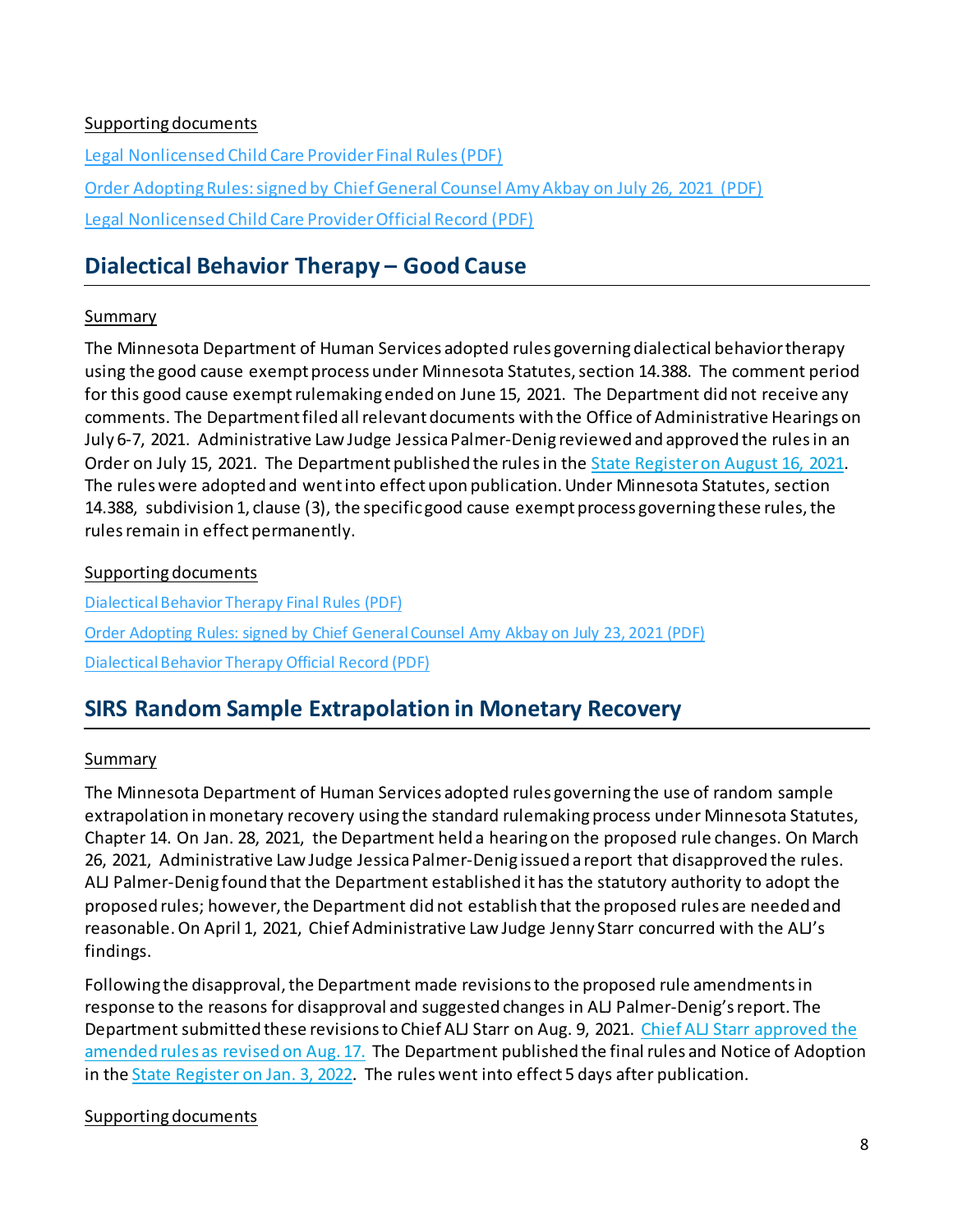Supporting documents

Legal Nonlicensed Child Care Provider Final Rules (PDF)

Order Adopting Rules: signed by Chief General Counsel Amy Akbay on July 26, 2021 (PDF)

Legal Nonlicensed Child Care Provider Official Record (PDF)

## Dialectical Behavior Therapy – Good Cause

Summary

The Minnesota Department of Human Services adopted rules governing dialectical behavior therapy using the good cause exempt process under Minnesota Statutes, section 14.388. The comment period for this good cause exempt rulemaking ended on June 15, 2021. The Department did not receive any comments. The Department filed all relevant documents with the Office of Administrative Hearings on July 6-7, 2021. Administrative Law Judge Jessica Palmer-Denig reviewed and approved the rules in an Order on July 15, 2021. The Department published the rules in the State Register on August 16, 2021. The rules were adopted and went into effect upon publication. Under Minnesota Statutes, section 14.388, subdivision 1, clause (3), the specific good cause exempt process governing these rules, the rules remain in effect permanently.

Supporting documents

Dialectical Behavior Therapy Final Rules (PDF)

Order Adopting Rules: signed by Chief General Counsel Amy Akbay on July 23, 2021 (PDF)

Dialectical Behavior Therapy Official Record (PDF)

## SIRS Random Sample Extrapolation in Monetary Recovery

Summary

The Minnesota Department of Human Services adopted rules governing the use of random sample extrapolation in monetary recovery using the standard rulemaking process under Minnesota Statutes, Chapter 14. On Jan. 28, 2021, the Department held a hearing on the proposed rule changes. On March 26, 2021, Administrative Law Judge Jessica Palmer-Denig issued a report that disapproved the rules. ALJ Palmer-Denig found that the Department established it has the statutory authority to adopt the proposed rules; however, the Department did not establish that the proposed rules are needed and reasonable. On April 1, 2021, Chief Administrative Law Judge Jenny Starr concurred with the ALJ's findings.

Following the disapproval, the Department made revisions to the proposed rule amendments in response to the reasons for disapproval and suggested changes in ALJ Palmer-Denig's report. The Department submitted these revisions to Chief ALJ Starr on Aug. 9, 2021. Chief ALJ Starr approved the amended rules as revised on Aug. 17. The Department published the final rules and Notice of Adoption in the State Register on Jan. 3, 2022. The rules went into effect 5 days after publication.

Supporting documents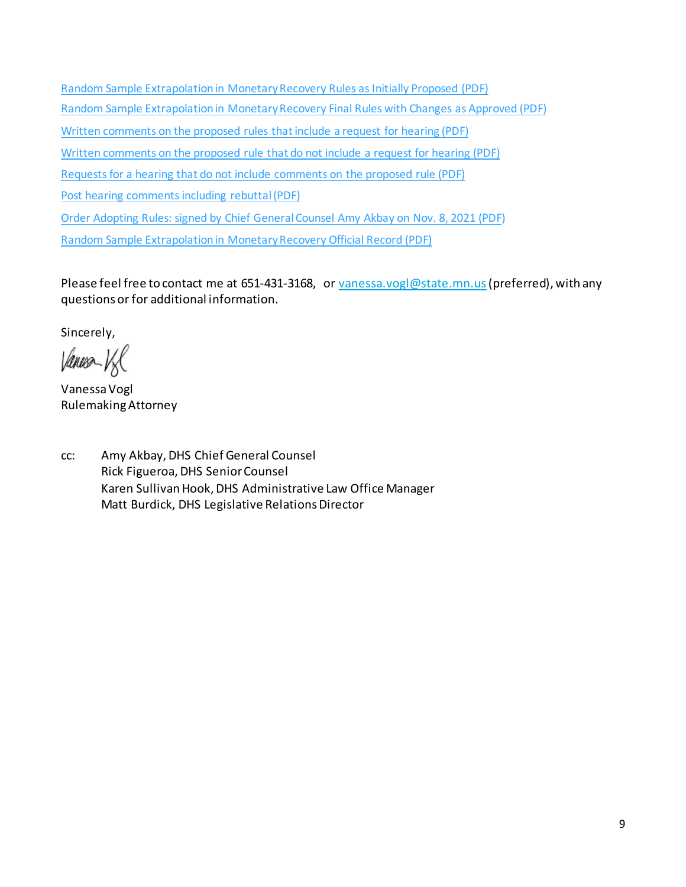Random Sample Extrapolation in Monetary Recovery Rules as Initially Proposed (PDF)

Random Sample Extrapolation in Monetary Recovery Final Rules with Changes as Approved (PDF)

Written comments on the proposed rules that include a request for hearing (PDF)

Written comments on the proposed rule that do not include a request for hearing (PDF)

Requests for a hearing that do not include comments on the proposed rule (PDF)

Post hearing comments including rebuttal (PDF)

Order Adopting Rules: signed by Chief General Counsel Amy Akbay on Nov. 8, 2021 (PDF)

Random Sample Extrapolation in Monetary Recovery Official Record (PDF)

Please feel free to contact me at 651-431-3168, or vanessa.vogl@state.mn.us (preferred), with any questions or for additional information.

Sincerely,

Vanessa Vogl
Rulemaking Attorney

cc: Amy Akbay, DHS Chief General Counsel
Rick Figueroa, DHS Senior Counsel
Karen Sullivan Hook, DHS Administrative Law Office Manager
Matt Burdick, DHS Legislative Relations Director